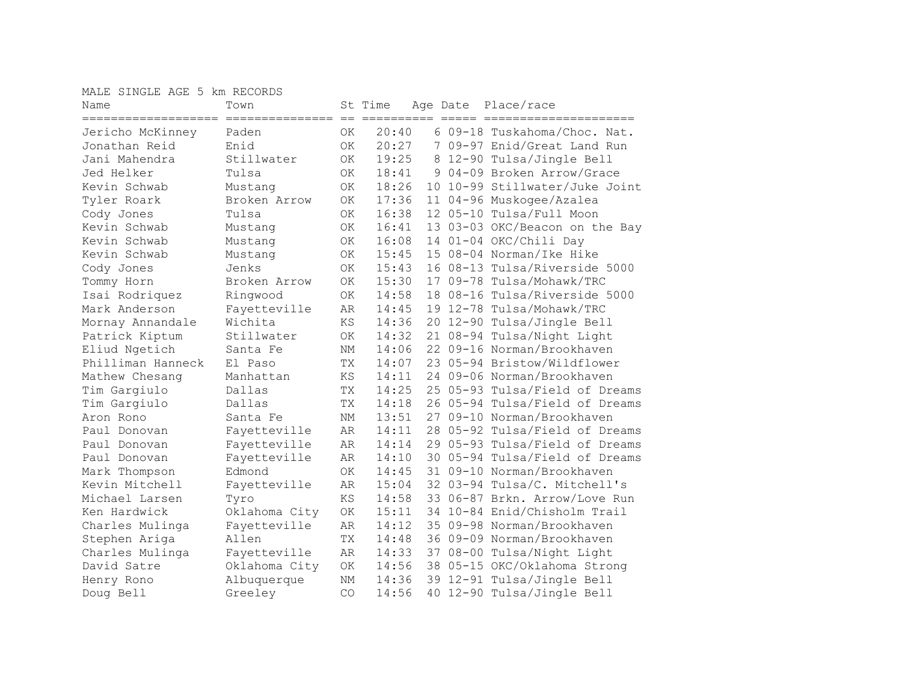MALE SINGLE AGE 5 km RECORDS

| Name | Town | St | Time | Age | Date | Place/race |
|---|---|---|---|---|---|---|
| Jericho McKinney | Paden | OK | 20:40 | 6 | 09-18 | Tuskahoma/Choc. Nat. |
| Jonathan Reid | Enid | OK | 20:27 | 7 | 09-97 | Enid/Great Land Run |
| Jani Mahendra | Stillwater | OK | 19:25 | 8 | 12-90 | Tulsa/Jingle Bell |
| Jed Helker | Tulsa | OK | 18:41 | 9 | 04-09 | Broken Arrow/Grace |
| Kevin Schwab | Mustang | OK | 18:26 | 10 | 10-99 | Stillwater/Juke Joint |
| Tyler Roark | Broken Arrow | OK | 17:36 | 11 | 04-96 | Muskogee/Azalea |
| Cody Jones | Tulsa | OK | 16:38 | 12 | 05-10 | Tulsa/Full Moon |
| Kevin Schwab | Mustang | OK | 16:41 | 13 | 03-03 | OKC/Beacon on the Bay |
| Kevin Schwab | Mustang | OK | 16:08 | 14 | 01-04 | OKC/Chili Day |
| Kevin Schwab | Mustang | OK | 15:45 | 15 | 08-04 | Norman/Ike Hike |
| Cody Jones | Jenks | OK | 15:43 | 16 | 08-13 | Tulsa/Riverside 5000 |
| Tommy Horn | Broken Arrow | OK | 15:30 | 17 | 09-78 | Tulsa/Mohawk/TRC |
| Isai Rodriquez | Ringwood | OK | 14:58 | 18 | 08-16 | Tulsa/Riverside 5000 |
| Mark Anderson | Fayetteville | AR | 14:45 | 19 | 12-78 | Tulsa/Mohawk/TRC |
| Mornay Annandale | Wichita | KS | 14:36 | 20 | 12-90 | Tulsa/Jingle Bell |
| Patrick Kiptum | Stillwater | OK | 14:32 | 21 | 08-94 | Tulsa/Night Light |
| Eliud Ngetich | Santa Fe | NM | 14:06 | 22 | 09-16 | Norman/Brookhaven |
| Philliman Hanneck | El Paso | TX | 14:07 | 23 | 05-94 | Bristow/Wildflower |
| Mathew Chesang | Manhattan | KS | 14:11 | 24 | 09-06 | Norman/Brookhaven |
| Tim Gargiulo | Dallas | TX | 14:25 | 25 | 05-93 | Tulsa/Field of Dreams |
| Tim Gargiulo | Dallas | TX | 14:18 | 26 | 05-94 | Tulsa/Field of Dreams |
| Aron Rono | Santa Fe | NM | 13:51 | 27 | 09-10 | Norman/Brookhaven |
| Paul Donovan | Fayetteville | AR | 14:11 | 28 | 05-92 | Tulsa/Field of Dreams |
| Paul Donovan | Fayetteville | AR | 14:14 | 29 | 05-93 | Tulsa/Field of Dreams |
| Paul Donovan | Fayetteville | AR | 14:10 | 30 | 05-94 | Tulsa/Field of Dreams |
| Mark Thompson | Edmond | OK | 14:45 | 31 | 09-10 | Norman/Brookhaven |
| Kevin Mitchell | Fayetteville | AR | 15:04 | 32 | 03-94 | Tulsa/C. Mitchell's |
| Michael Larsen | Tyro | KS | 14:58 | 33 | 06-87 | Brkn. Arrow/Love Run |
| Ken Hardwick | Oklahoma City | OK | 15:11 | 34 | 10-84 | Enid/Chisholm Trail |
| Charles Mulinga | Fayetteville | AR | 14:12 | 35 | 09-98 | Norman/Brookhaven |
| Stephen Ariga | Allen | TX | 14:48 | 36 | 09-09 | Norman/Brookhaven |
| Charles Mulinga | Fayetteville | AR | 14:33 | 37 | 08-00 | Tulsa/Night Light |
| David Satre | Oklahoma City | OK | 14:56 | 38 | 05-15 | OKC/Oklahoma Strong |
| Henry Rono | Albuquerque | NM | 14:36 | 39 | 12-91 | Tulsa/Jingle Bell |
| Doug Bell | Greeley | CO | 14:56 | 40 | 12-90 | Tulsa/Jingle Bell |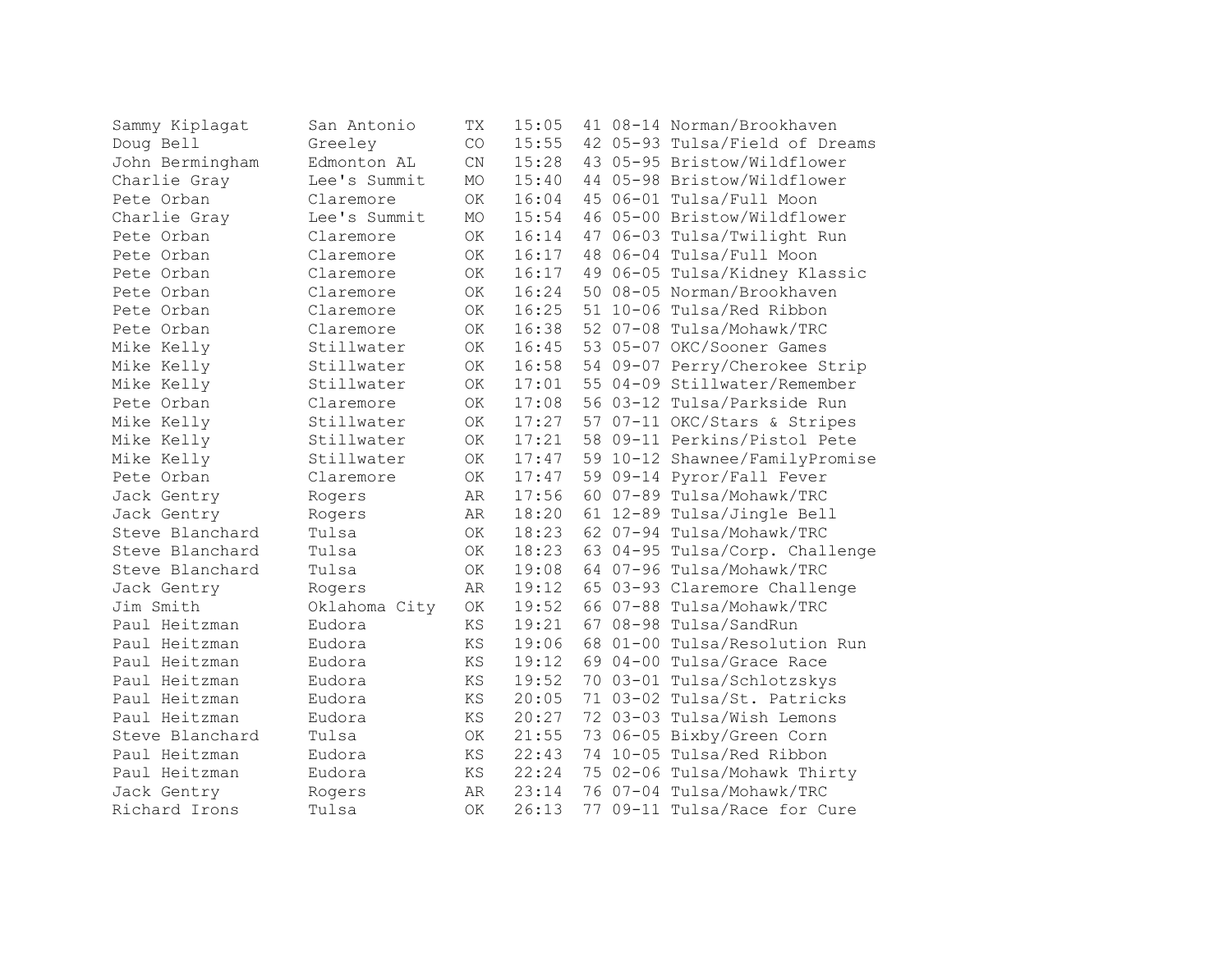| | | | | | | |
|---|---|---|---|---|---|---|
| Sammy Kiplagat | San Antonio | TX | 15:05 | 41 | 08-14 | Norman/Brookhaven |
| Doug Bell | Greeley | CO | 15:55 | 42 | 05-93 | Tulsa/Field of Dreams |
| John Bermingham | Edmonton AL | CN | 15:28 | 43 | 05-95 | Bristow/Wildflower |
| Charlie Gray | Lee's Summit | MO | 15:40 | 44 | 05-98 | Bristow/Wildflower |
| Pete Orban | Claremore | OK | 16:04 | 45 | 06-01 | Tulsa/Full Moon |
| Charlie Gray | Lee's Summit | MO | 15:54 | 46 | 05-00 | Bristow/Wildflower |
| Pete Orban | Claremore | OK | 16:14 | 47 | 06-03 | Tulsa/Twilight Run |
| Pete Orban | Claremore | OK | 16:17 | 48 | 06-04 | Tulsa/Full Moon |
| Pete Orban | Claremore | OK | 16:17 | 49 | 06-05 | Tulsa/Kidney Klassic |
| Pete Orban | Claremore | OK | 16:24 | 50 | 08-05 | Norman/Brookhaven |
| Pete Orban | Claremore | OK | 16:25 | 51 | 10-06 | Tulsa/Red Ribbon |
| Pete Orban | Claremore | OK | 16:38 | 52 | 07-08 | Tulsa/Mohawk/TRC |
| Mike Kelly | Stillwater | OK | 16:45 | 53 | 05-07 | OKC/Sooner Games |
| Mike Kelly | Stillwater | OK | 16:58 | 54 | 09-07 | Perry/Cherokee Strip |
| Mike Kelly | Stillwater | OK | 17:01 | 55 | 04-09 | Stillwater/Remember |
| Pete Orban | Claremore | OK | 17:08 | 56 | 03-12 | Tulsa/Parkside Run |
| Mike Kelly | Stillwater | OK | 17:27 | 57 | 07-11 | OKC/Stars & Stripes |
| Mike Kelly | Stillwater | OK | 17:21 | 58 | 09-11 | Perkins/Pistol Pete |
| Mike Kelly | Stillwater | OK | 17:47 | 59 | 10-12 | Shawnee/FamilyPromise |
| Pete Orban | Claremore | OK | 17:47 | 59 | 09-14 | Pyror/Fall Fever |
| Jack Gentry | Rogers | AR | 17:56 | 60 | 07-89 | Tulsa/Mohawk/TRC |
| Jack Gentry | Rogers | AR | 18:20 | 61 | 12-89 | Tulsa/Jingle Bell |
| Steve Blanchard | Tulsa | OK | 18:23 | 62 | 07-94 | Tulsa/Mohawk/TRC |
| Steve Blanchard | Tulsa | OK | 18:23 | 63 | 04-95 | Tulsa/Corp. Challenge |
| Steve Blanchard | Tulsa | OK | 19:08 | 64 | 07-96 | Tulsa/Mohawk/TRC |
| Jack Gentry | Rogers | AR | 19:12 | 65 | 03-93 | Claremore Challenge |
| Jim Smith | Oklahoma City | OK | 19:52 | 66 | 07-88 | Tulsa/Mohawk/TRC |
| Paul Heitzman | Eudora | KS | 19:21 | 67 | 08-98 | Tulsa/SandRun |
| Paul Heitzman | Eudora | KS | 19:06 | 68 | 01-00 | Tulsa/Resolution Run |
| Paul Heitzman | Eudora | KS | 19:12 | 69 | 04-00 | Tulsa/Grace Race |
| Paul Heitzman | Eudora | KS | 19:52 | 70 | 03-01 | Tulsa/Schlotzskys |
| Paul Heitzman | Eudora | KS | 20:05 | 71 | 03-02 | Tulsa/St. Patricks |
| Paul Heitzman | Eudora | KS | 20:27 | 72 | 03-03 | Tulsa/Wish Lemons |
| Steve Blanchard | Tulsa | OK | 21:55 | 73 | 06-05 | Bixby/Green Corn |
| Paul Heitzman | Eudora | KS | 22:43 | 74 | 10-05 | Tulsa/Red Ribbon |
| Paul Heitzman | Eudora | KS | 22:24 | 75 | 02-06 | Tulsa/Mohawk Thirty |
| Jack Gentry | Rogers | AR | 23:14 | 76 | 07-04 | Tulsa/Mohawk/TRC |
| Richard Irons | Tulsa | OK | 26:13 | 77 | 09-11 | Tulsa/Race for Cure |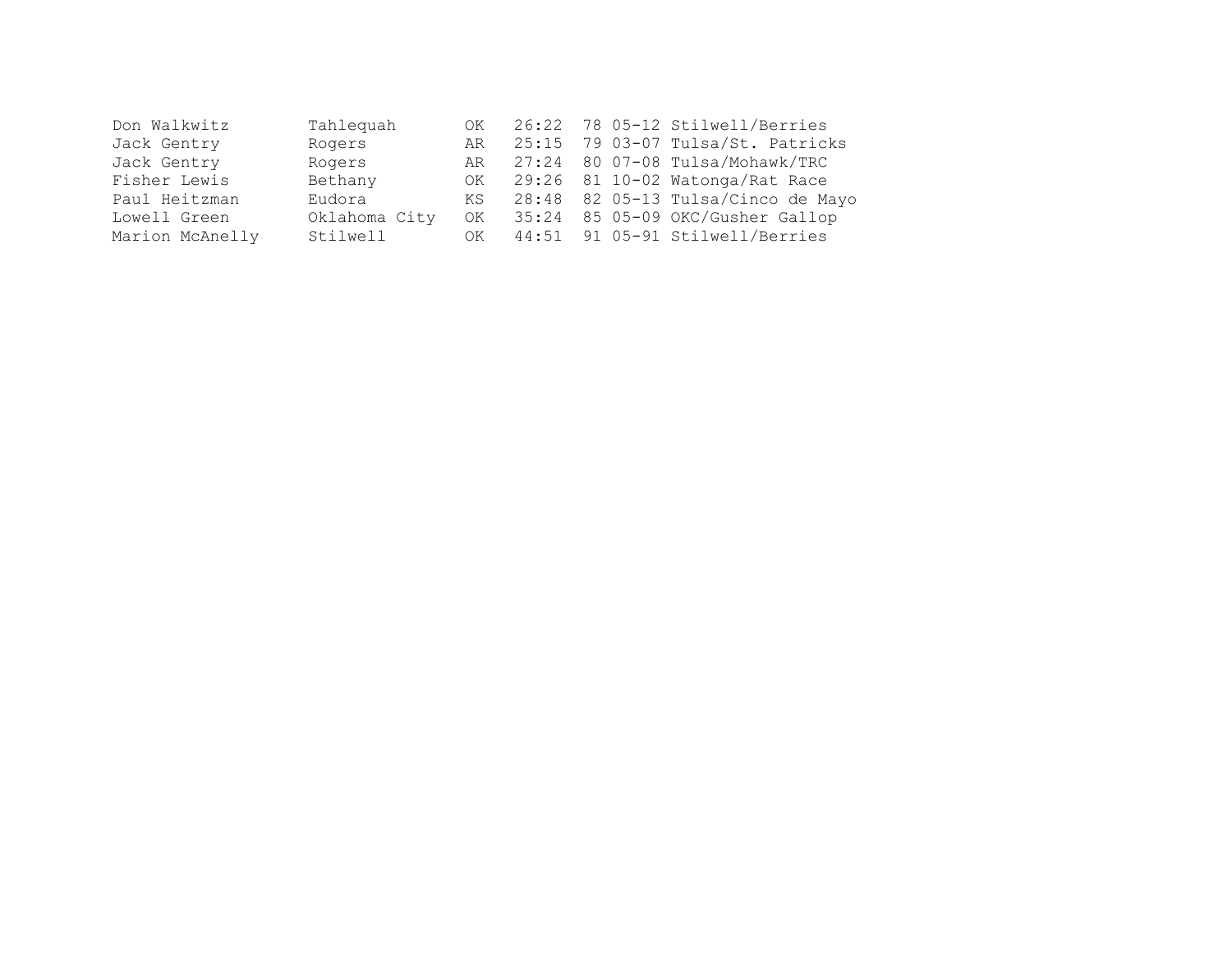| | | | | | | |
|---|---|---|---|---|---|---|
| Don Walkwitz | Tahlequah | OK | 26:22 | 78 | 05-12 | Stilwell/Berries |
| Jack Gentry | Rogers | AR | 25:15 | 79 | 03-07 | Tulsa/St. Patricks |
| Jack Gentry | Rogers | AR | 27:24 | 80 | 07-08 | Tulsa/Mohawk/TRC |
| Fisher Lewis | Bethany | OK | 29:26 | 81 | 10-02 | Watonga/Rat Race |
| Paul Heitzman | Eudora | KS | 28:48 | 82 | 05-13 | Tulsa/Cinco de Mayo |
| Lowell Green | Oklahoma City | OK | 35:24 | 85 | 05-09 | OKC/Gusher Gallop |
| Marion McAnelly | Stilwell | OK | 44:51 | 91 | 05-91 | Stilwell/Berries |